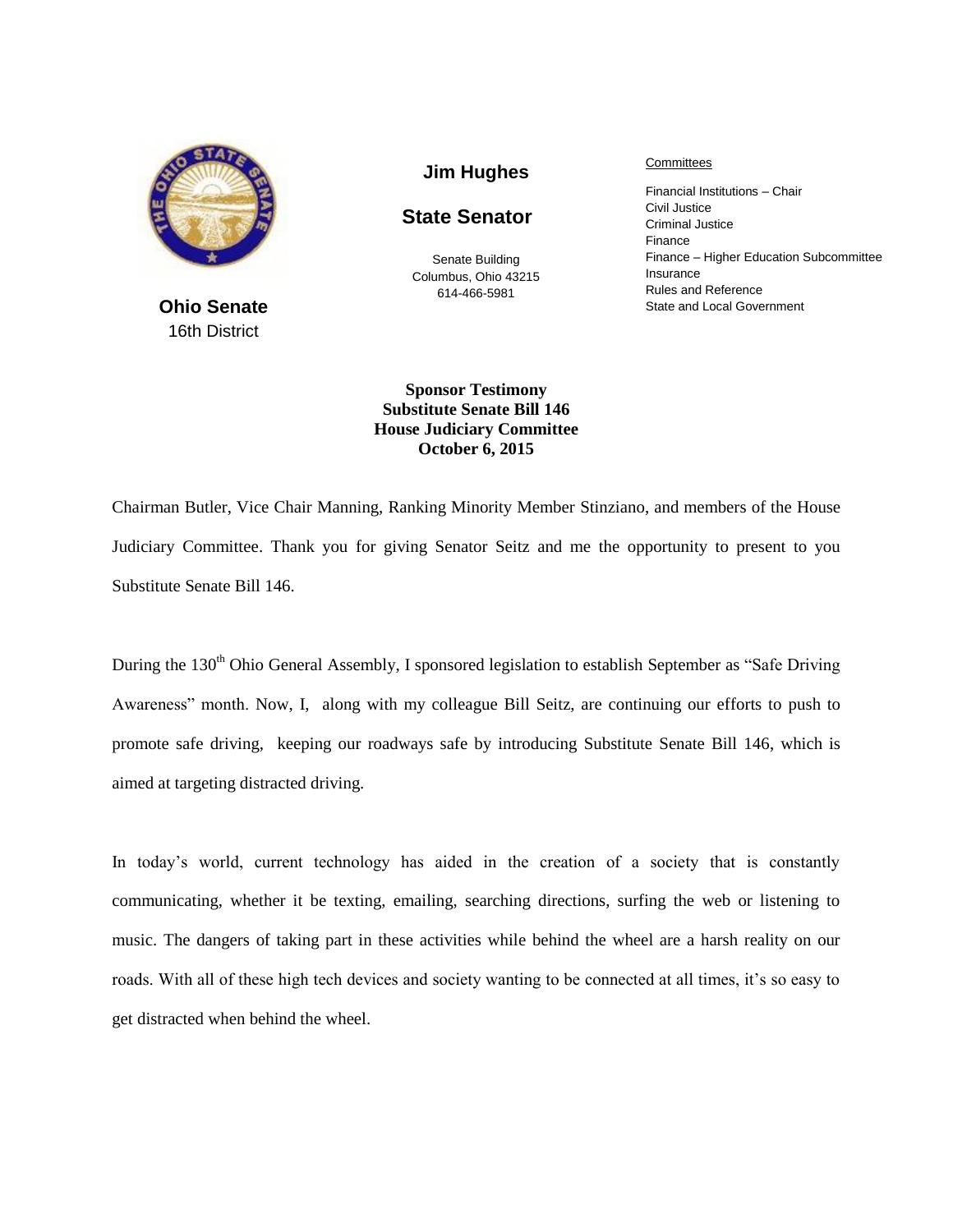**Ohio Senate**
16th District

**Jim Hughes**

**State Senator**

Senate Building
Columbus, Ohio 43215
614-466-5981

Committees

Financial Institutions – Chair
Civil Justice
Criminal Justice
Finance
Finance – Higher Education Subcommittee
Insurance
Rules and Reference
State and Local Government

**Sponsor Testimony**
**Substitute Senate Bill 146**
**House Judiciary Committee**
**October 6, 2015**

Chairman Butler, Vice Chair Manning, Ranking Minority Member Stinziano, and members of the House Judiciary Committee. Thank you for giving Senator Seitz and me the opportunity to present to you Substitute Senate Bill 146.

During the 130th Ohio General Assembly, I sponsored legislation to establish September as "Safe Driving Awareness" month. Now, I, along with my colleague Bill Seitz, are continuing our efforts to push to promote safe driving, keeping our roadways safe by introducing Substitute Senate Bill 146, which is aimed at targeting distracted driving.

In today's world, current technology has aided in the creation of a society that is constantly communicating, whether it be texting, emailing, searching directions, surfing the web or listening to music. The dangers of taking part in these activities while behind the wheel are a harsh reality on our roads. With all of these high tech devices and society wanting to be connected at all times, it's so easy to get distracted when behind the wheel.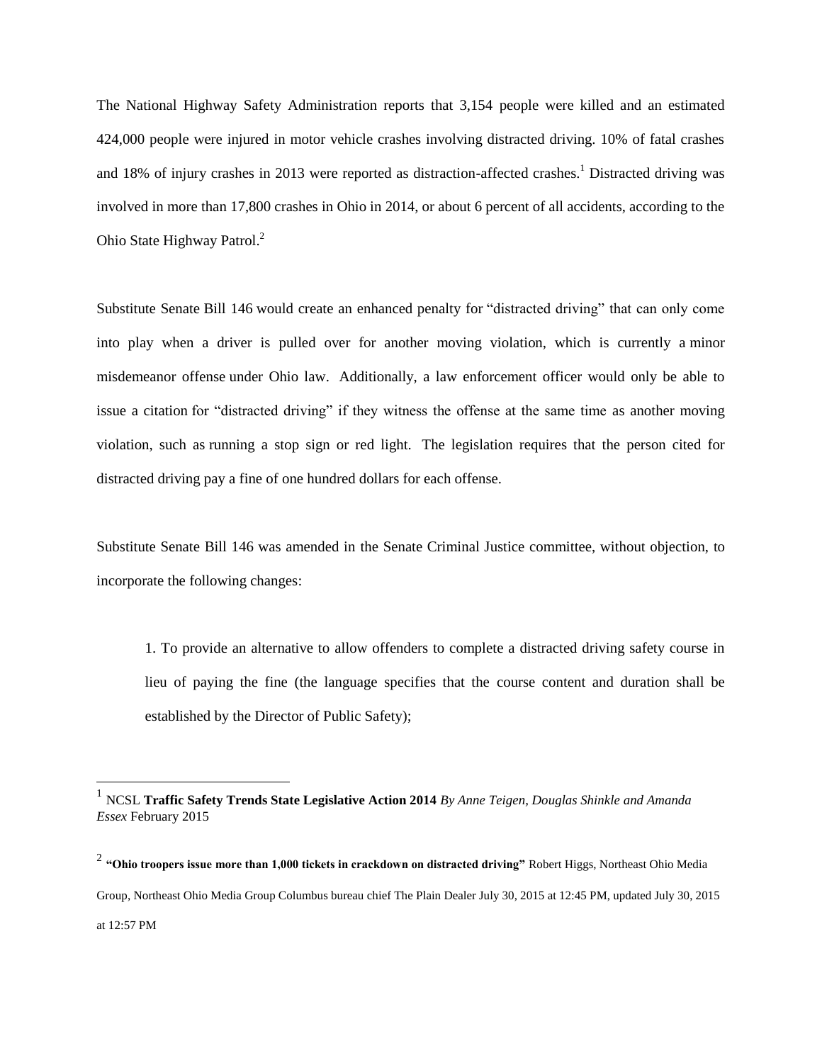The National Highway Safety Administration reports that 3,154 people were killed and an estimated 424,000 people were injured in motor vehicle crashes involving distracted driving. 10% of fatal crashes and 18% of injury crashes in 2013 were reported as distraction-affected crashes.[1] Distracted driving was involved in more than 17,800 crashes in Ohio in 2014, or about 6 percent of all accidents, according to the Ohio State Highway Patrol.[2]

Substitute Senate Bill 146 would create an enhanced penalty for "distracted driving" that can only come into play when a driver is pulled over for another moving violation, which is currently a minor misdemeanor offense under Ohio law. Additionally, a law enforcement officer would only be able to issue a citation for "distracted driving" if they witness the offense at the same time as another moving violation, such as running a stop sign or red light. The legislation requires that the person cited for distracted driving pay a fine of one hundred dollars for each offense.

Substitute Senate Bill 146 was amended in the Senate Criminal Justice committee, without objection, to incorporate the following changes:

1. To provide an alternative to allow offenders to complete a distracted driving safety course in lieu of paying the fine (the language specifies that the course content and duration shall be established by the Director of Public Safety);

---

[1] NCSL **Traffic Safety Trends State Legislative Action 2014** *By Anne Teigen, Douglas Shinkle and Amanda Essex* February 2015

[2] **"Ohio troopers issue more than 1,000 tickets in crackdown on distracted driving"** Robert Higgs, Northeast Ohio Media Group, Northeast Ohio Media Group Columbus bureau chief The Plain Dealer July 30, 2015 at 12:45 PM, updated July 30, 2015 at 12:57 PM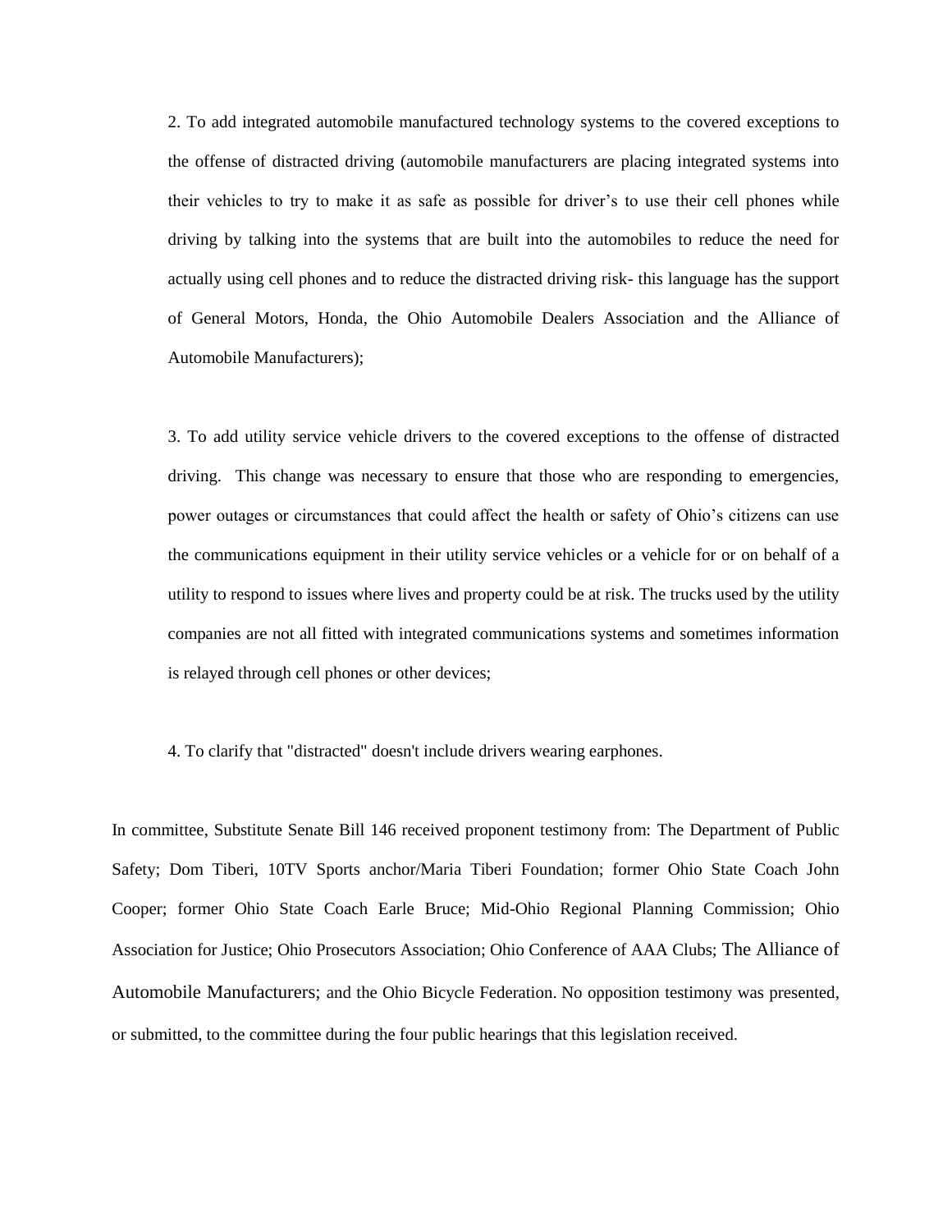2. To add integrated automobile manufactured technology systems to the covered exceptions to the offense of distracted driving (automobile manufacturers are placing integrated systems into their vehicles to try to make it as safe as possible for driver's to use their cell phones while driving by talking into the systems that are built into the automobiles to reduce the need for actually using cell phones and to reduce the distracted driving risk- this language has the support of General Motors, Honda, the Ohio Automobile Dealers Association and the Alliance of Automobile Manufacturers);

3. To add utility service vehicle drivers to the covered exceptions to the offense of distracted driving. This change was necessary to ensure that those who are responding to emergencies, power outages or circumstances that could affect the health or safety of Ohio's citizens can use the communications equipment in their utility service vehicles or a vehicle for or on behalf of a utility to respond to issues where lives and property could be at risk. The trucks used by the utility companies are not all fitted with integrated communications systems and sometimes information is relayed through cell phones or other devices;

4. To clarify that "distracted" doesn't include drivers wearing earphones.

In committee, Substitute Senate Bill 146 received proponent testimony from: The Department of Public Safety; Dom Tiberi, 10TV Sports anchor/Maria Tiberi Foundation; former Ohio State Coach John Cooper; former Ohio State Coach Earle Bruce; Mid-Ohio Regional Planning Commission; Ohio Association for Justice; Ohio Prosecutors Association; Ohio Conference of AAA Clubs; The Alliance of Automobile Manufacturers; and the Ohio Bicycle Federation. No opposition testimony was presented, or submitted, to the committee during the four public hearings that this legislation received.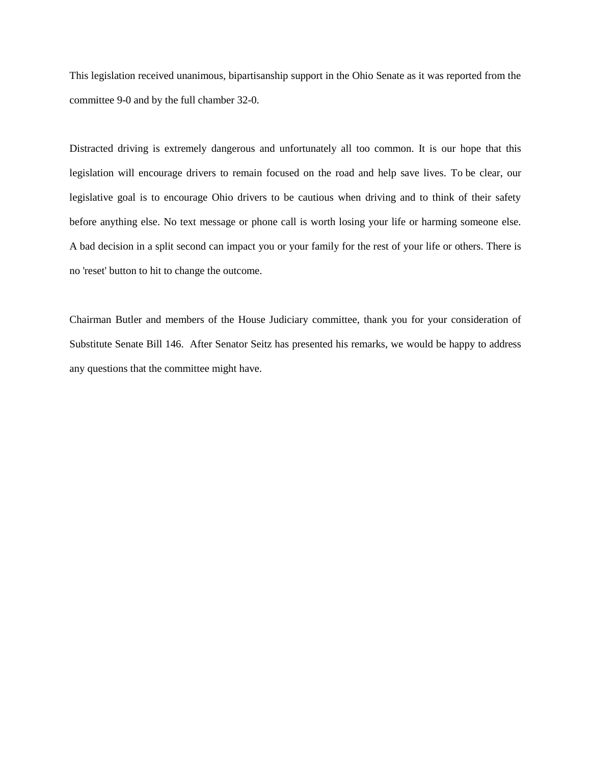This legislation received unanimous, bipartisanship support in the Ohio Senate as it was reported from the committee 9-0 and by the full chamber 32-0.

Distracted driving is extremely dangerous and unfortunately all too common. It is our hope that this legislation will encourage drivers to remain focused on the road and help save lives. To be clear, our legislative goal is to encourage Ohio drivers to be cautious when driving and to think of their safety before anything else. No text message or phone call is worth losing your life or harming someone else. A bad decision in a split second can impact you or your family for the rest of your life or others. There is no 'reset' button to hit to change the outcome.

Chairman Butler and members of the House Judiciary committee, thank you for your consideration of Substitute Senate Bill 146. After Senator Seitz has presented his remarks, we would be happy to address any questions that the committee might have.